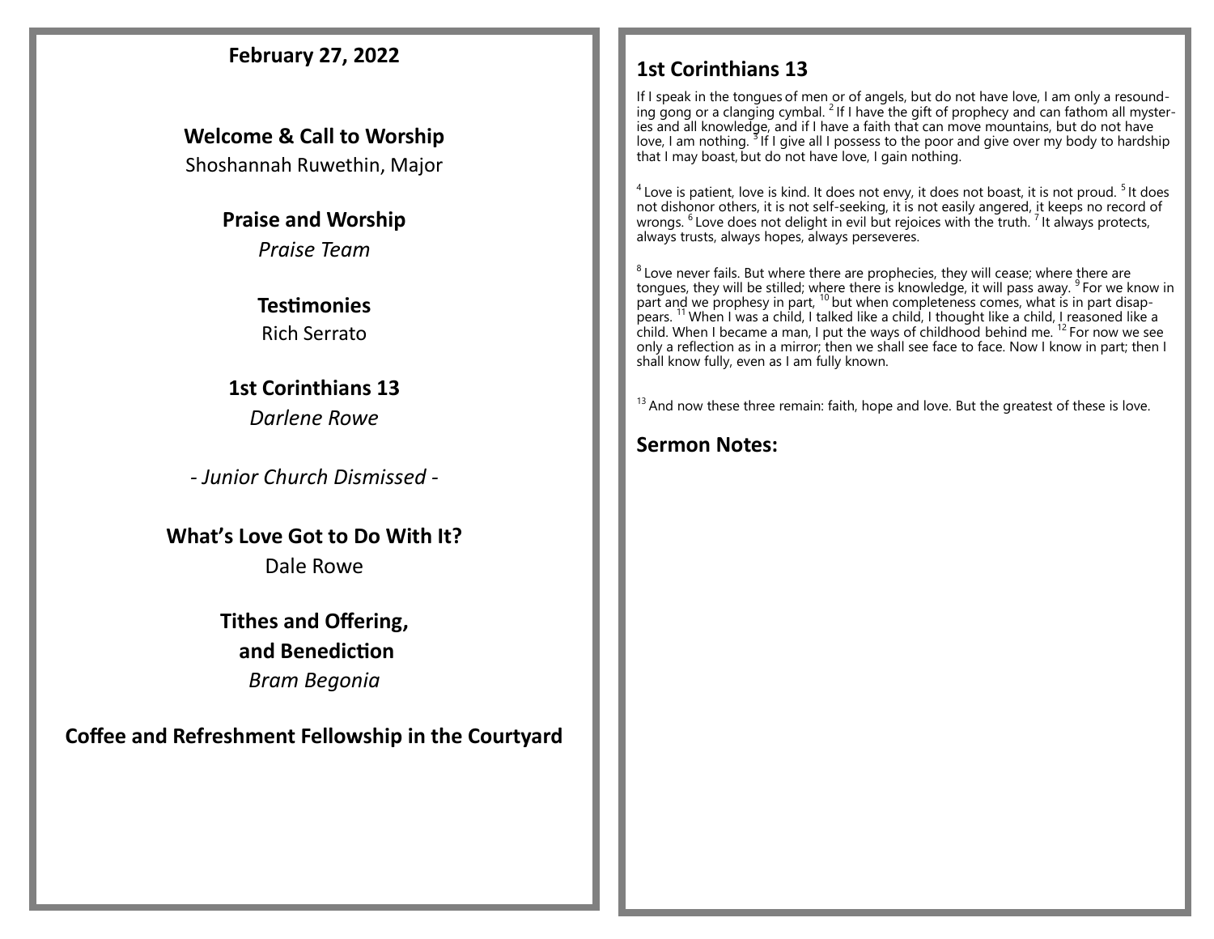**February 27, 2022**

**Welcome & Call to Worship**
Shoshannah Ruwethin, Major

**Praise and Worship**
*Praise Team*

**Testimonies**
Rich Serrato

**1st Corinthians 13**
*Darlene Rowe*

*- Junior Church Dismissed -*

**What's Love Got to Do With It?**
Dale Rowe

**Tithes and Offering,**
**and Benediction**
*Bram Begonia*

**Coffee and Refreshment Fellowship in the Courtyard**

## 1st Corinthians 13

If I speak in the tongues of men or of angels, but do not have love, I am only a resounding gong or a clanging cymbal. [2] If I have the gift of prophecy and can fathom all mysteries and all knowledge, and if I have a faith that can move mountains, but do not have love, I am nothing. [3] If I give all I possess to the poor and give over my body to hardship that I may boast, but do not have love, I gain nothing.

[4] Love is patient, love is kind. It does not envy, it does not boast, it is not proud. [5] It does not dishonor others, it is not self-seeking, it is not easily angered, it keeps no record of wrongs. [6] Love does not delight in evil but rejoices with the truth. [7] It always protects, always trusts, always hopes, always perseveres.

[8] Love never fails. But where there are prophecies, they will cease; where there are tongues, they will be stilled; where there is knowledge, it will pass away. [9] For we know in part and we prophesy in part, [10] but when completeness comes, what is in part disappears. [11] When I was a child, I talked like a child, I thought like a child, I reasoned like a child. When I became a man, I put the ways of childhood behind me. [12] For now we see only a reflection as in a mirror; then we shall see face to face. Now I know in part; then I shall know fully, even as I am fully known.

[13] And now these three remain: faith, hope and love. But the greatest of these is love.

## Sermon Notes: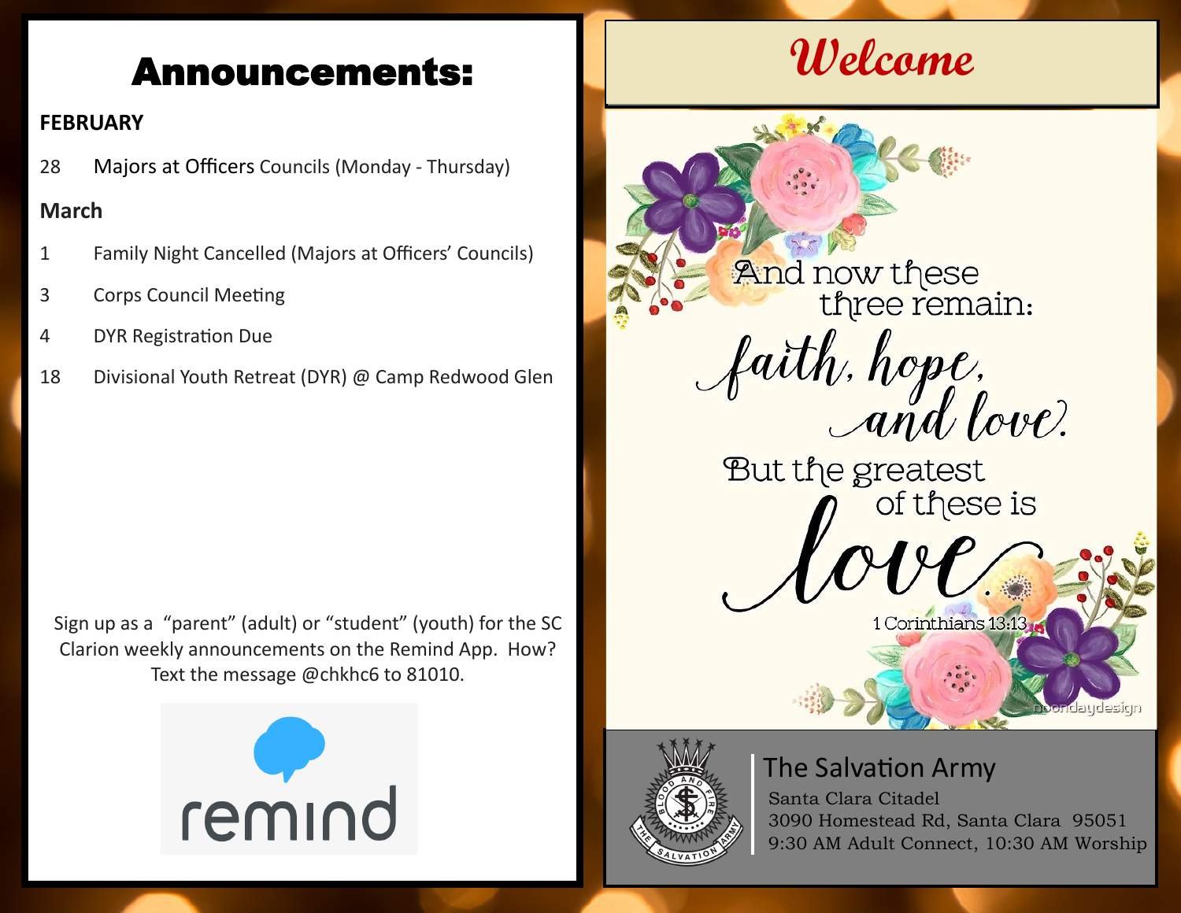# Announcements:

**FEBRUARY**

28 Majors at Officers Councils (Monday - Thursday)

**March**

1 Family Night Cancelled (Majors at Officers' Councils)

3 Corps Council Meeting

4 DYR Registration Due

18 Divisional Youth Retreat (DYR) @ Camp Redwood Glen

Sign up as a "parent" (adult) or "student" (youth) for the SC Clarion weekly announcements on the Remind App. How? Text the message @chkhc6 to 81010.

remind

# Welcome

And now these three remain: faith, hope, and love. But the greatest of these is love.

1 Corinthians 13:13

noondaydesign

## The Salvation Army

Santa Clara Citadel
3090 Homestead Rd, Santa Clara 95051
9:30 AM Adult Connect, 10:30 AM Worship